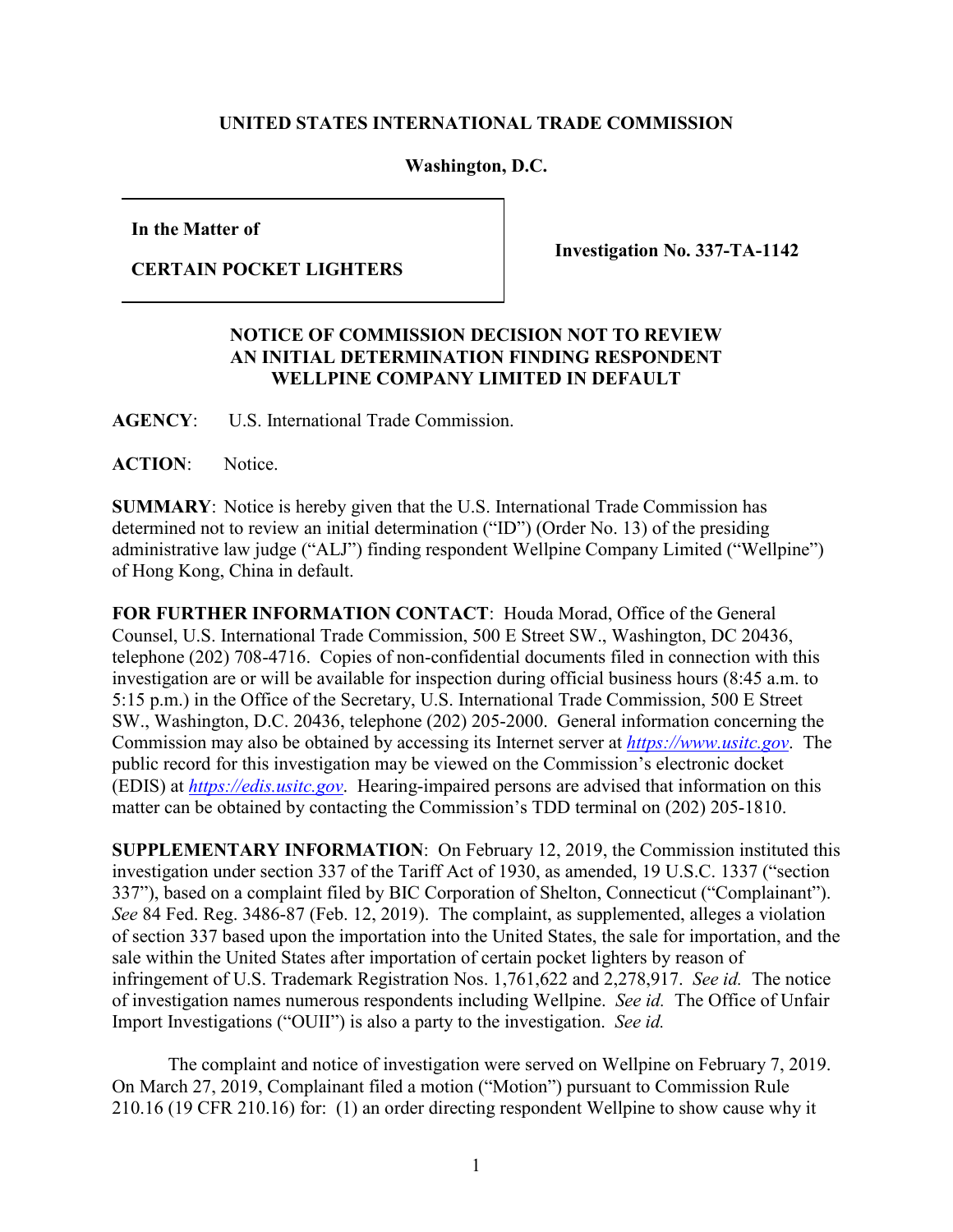**UNITED STATES INTERNATIONAL TRADE COMMISSION**

**Washington, D.C.**

| **In the Matter of**<br><br>**CERTAIN POCKET LIGHTERS** | **Investigation No. 337-TA-1142** |
|---|---|

**NOTICE OF COMMISSION DECISION NOT TO REVIEW AN INITIAL DETERMINATION FINDING RESPONDENT WELLPINE COMPANY LIMITED IN DEFAULT**

**AGENCY**: U.S. International Trade Commission.

**ACTION**: Notice.

**SUMMARY**: Notice is hereby given that the U.S. International Trade Commission has determined not to review an initial determination ("ID") (Order No. 13) of the presiding administrative law judge ("ALJ") finding respondent Wellpine Company Limited ("Wellpine") of Hong Kong, China in default.

**FOR FURTHER INFORMATION CONTACT**: Houda Morad, Office of the General Counsel, U.S. International Trade Commission, 500 E Street SW., Washington, DC 20436, telephone (202) 708-4716. Copies of non-confidential documents filed in connection with this investigation are or will be available for inspection during official business hours (8:45 a.m. to 5:15 p.m.) in the Office of the Secretary, U.S. International Trade Commission, 500 E Street SW., Washington, D.C. 20436, telephone (202) 205-2000. General information concerning the Commission may also be obtained by accessing its Internet server at *https://www.usitc.gov*. The public record for this investigation may be viewed on the Commission's electronic docket (EDIS) at *https://edis.usitc.gov*. Hearing-impaired persons are advised that information on this matter can be obtained by contacting the Commission's TDD terminal on (202) 205-1810.

**SUPPLEMENTARY INFORMATION**: On February 12, 2019, the Commission instituted this investigation under section 337 of the Tariff Act of 1930, as amended, 19 U.S.C. 1337 ("section 337"), based on a complaint filed by BIC Corporation of Shelton, Connecticut ("Complainant"). *See* 84 Fed. Reg. 3486-87 (Feb. 12, 2019). The complaint, as supplemented, alleges a violation of section 337 based upon the importation into the United States, the sale for importation, and the sale within the United States after importation of certain pocket lighters by reason of infringement of U.S. Trademark Registration Nos. 1,761,622 and 2,278,917. *See id.* The notice of investigation names numerous respondents including Wellpine. *See id.* The Office of Unfair Import Investigations ("OUII") is also a party to the investigation. *See id.*

The complaint and notice of investigation were served on Wellpine on February 7, 2019. On March 27, 2019, Complainant filed a motion ("Motion") pursuant to Commission Rule 210.16 (19 CFR 210.16) for: (1) an order directing respondent Wellpine to show cause why it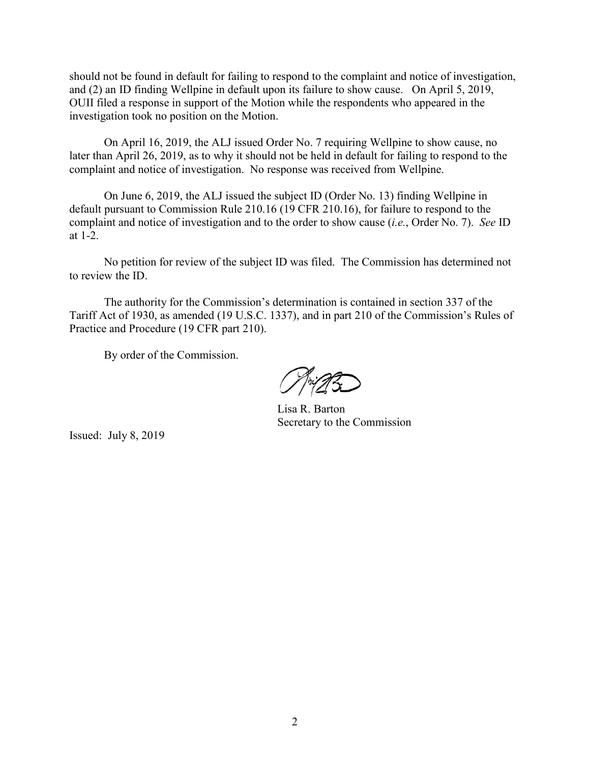should not be found in default for failing to respond to the complaint and notice of investigation, and (2) an ID finding Wellpine in default upon its failure to show cause. On April 5, 2019, OUII filed a response in support of the Motion while the respondents who appeared in the investigation took no position on the Motion.

On April 16, 2019, the ALJ issued Order No. 7 requiring Wellpine to show cause, no later than April 26, 2019, as to why it should not be held in default for failing to respond to the complaint and notice of investigation. No response was received from Wellpine.

On June 6, 2019, the ALJ issued the subject ID (Order No. 13) finding Wellpine in default pursuant to Commission Rule 210.16 (19 CFR 210.16), for failure to respond to the complaint and notice of investigation and to the order to show cause (*i.e.*, Order No. 7). *See* ID at 1-2.

No petition for review of the subject ID was filed. The Commission has determined not to review the ID.

The authority for the Commission's determination is contained in section 337 of the Tariff Act of 1930, as amended (19 U.S.C. 1337), and in part 210 of the Commission's Rules of Practice and Procedure (19 CFR part 210).

By order of the Commission.

Lisa R. Barton
Secretary to the Commission

Issued: July 8, 2019